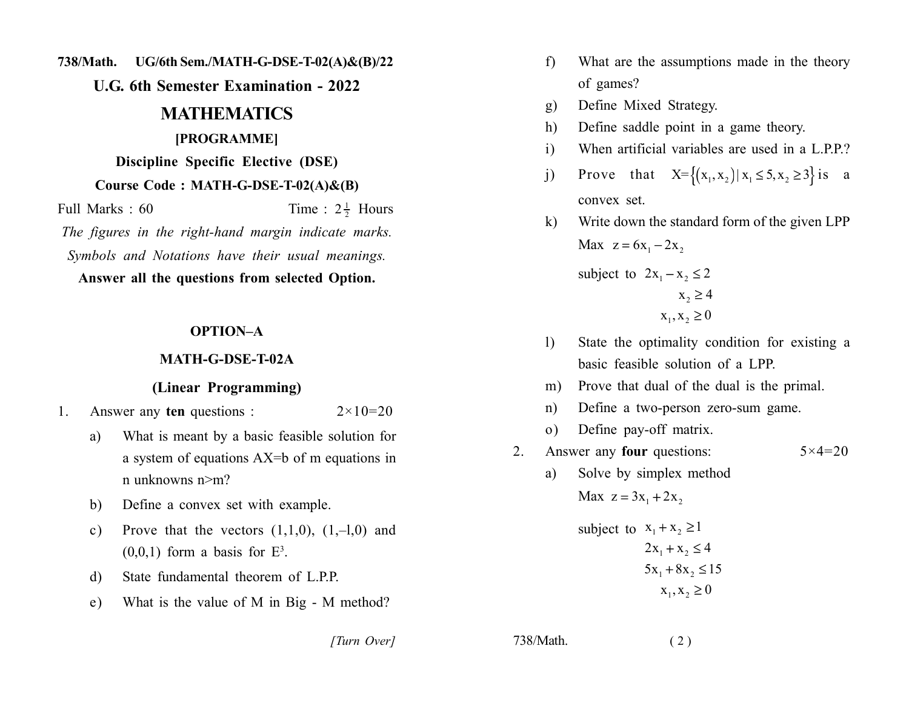738/Math. UG/6th Sem./MATH-G-DSE-T-02(A)&(B)/22

# U.G. 6th Semester Examination - 2022

# MATHEMATICS

## [PROGRAMME]

### Discipline Specific Elective (DSE)

### Course Code : MATH-G-DSE-T-02(A)&(B)

Full Marks : 60 Time : $2\frac{1}{2}$ Hours

*The figures in the right-hand margin indicate marks.*
*Symbols and Notations have their usual meanings.*

**Answer all the questions from selected Option.**

## OPTION–A

## MATH-G-DSE-T-02A

## (Linear Programming)

1. Answer any **ten** questions : $2\times10=20$

   a) What is meant by a basic feasible solution for a system of equations AX=b of m equations in n unknowns n>m?

   b) Define a convex set with example.

   c) Prove that the vectors (1,1,0), (1,–l,0) and (0,0,1) form a basis for $E^3$.

   d) State fundamental theorem of L.P.P.

   e) What is the value of M in Big - M method?

   f) What are the assumptions made in the theory of games?

   g) Define Mixed Strategy.

   h) Define saddle point in a game theory.

   i) When artificial variables are used in a L.P.P.?

   j) Prove that $X=\{(x_1,x_2)\,|\,x_1\le 5, x_2\ge 3\}$ is a convex set.

   k) Write down the standard form of the given LPP

   Max $z=6x_1-2x_2$

   subject to $2x_1-x_2\le 2$

   $x_2\ge 4$

   $x_1,x_2\ge 0$

   l) State the optimality condition for existing a basic feasible solution of a LPP.

   m) Prove that dual of the dual is the primal.

   n) Define a two-person zero-sum game.

   o) Define pay-off matrix.

2. Answer any **four** questions: $5\times4=20$

   a) Solve by simplex method

   Max $z=3x_1+2x_2$

   subject to $x_1+x_2\ge 1$

   $2x_1+x_2\le 4$

   $5x_1+8x_2\le 15$

   $x_1,x_2\ge 0$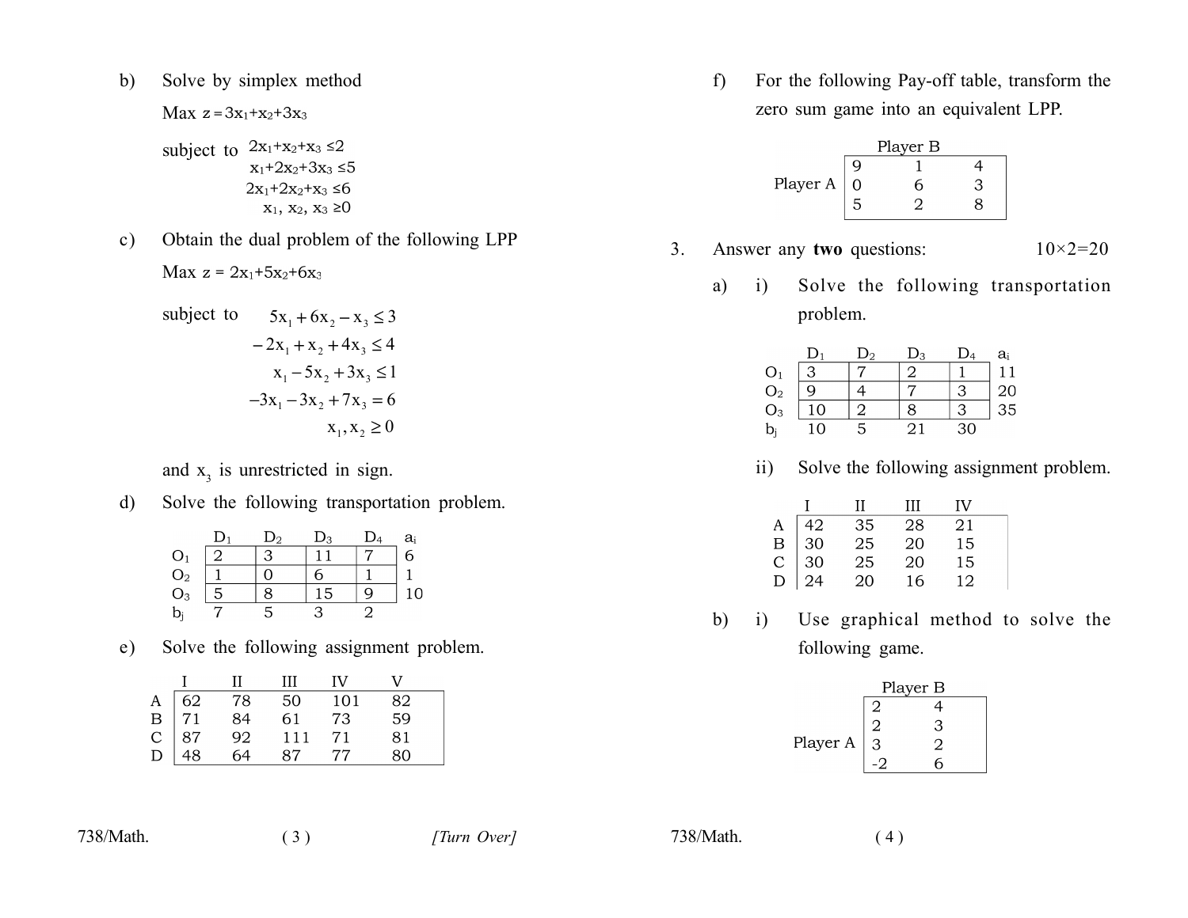b) Solve by simplex method

Max $z = 3x_1 + x_2 + 3x_3$

subject to

$$2x_1 + x_2 + x_3 \le 2$$
$$x_1 + 2x_2 + 3x_3 \le 5$$
$$2x_1 + 2x_2 + x_3 \le 6$$
$$x_1, x_2, x_3 \ge 0$$

c) Obtain the dual problem of the following LPP

Max $z = 2x_1 + 5x_2 + 6x_3$

subject to

$$5x_1 + 6x_2 - x_3 \le 3$$
$$-2x_1 + x_2 + 4x_3 \le 4$$
$$x_1 - 5x_2 + 3x_3 \le 1$$
$$-3x_1 - 3x_2 + 7x_3 = 6$$
$$x_1, x_2 \ge 0$$

and $x_3$ is unrestricted in sign.

d) Solve the following transportation problem.

| | $D_1$ | $D_2$ | $D_3$ | $D_4$ | $a_i$ |
|---|---|---|---|---|---|
| $O_1$ | 2 | 3 | 11 | 7 | 6 |
| $O_2$ | 1 | 0 | 6 | 1 | 1 |
| $O_3$ | 5 | 8 | 15 | 9 | 10 |
| $b_j$ | 7 | 5 | 3 | 2 | |

e) Solve the following assignment problem.

| | I | II | III | IV | V |
|---|---|---|---|---|---|
| A | 62 | 78 | 50 | 101 | 82 |
| B | 71 | 84 | 61 | 73 | 59 |
| C | 87 | 92 | 111 | 71 | 81 |
| D | 48 | 64 | 87 | 77 | 80 |

f) For the following Pay-off table, transform the zero sum game into an equivalent LPP.

| | Player B | | |
|---|---|---|---|
| Player A | 9 | 1 | 4 |
| | 0 | 6 | 3 |
| | 5 | 2 | 8 |

3. Answer any **two** questions: 10×2=20

a) i) Solve the following transportation problem.

| | $D_1$ | $D_2$ | $D_3$ | $D_4$ | $a_i$ |
|---|---|---|---|---|---|
| $O_1$ | 3 | 7 | 2 | 1 | 11 |
| $O_2$ | 9 | 4 | 7 | 3 | 20 |
| $O_3$ | 10 | 2 | 8 | 3 | 35 |
| $b_j$ | 10 | 5 | 21 | 30 | |

ii) Solve the following assignment problem.

| | I | II | III | IV |
|---|---|---|---|---|
| A | 42 | 35 | 28 | 21 |
| B | 30 | 25 | 20 | 15 |
| C | 30 | 25 | 20 | 15 |
| D | 24 | 20 | 16 | 12 |

b) i) Use graphical method to solve the following game.

| | Player B | |
|---|---|---|
| Player A | 2 | 4 |
| | 2 | 3 |
| | 3 | 2 |
| | -2 | 6 |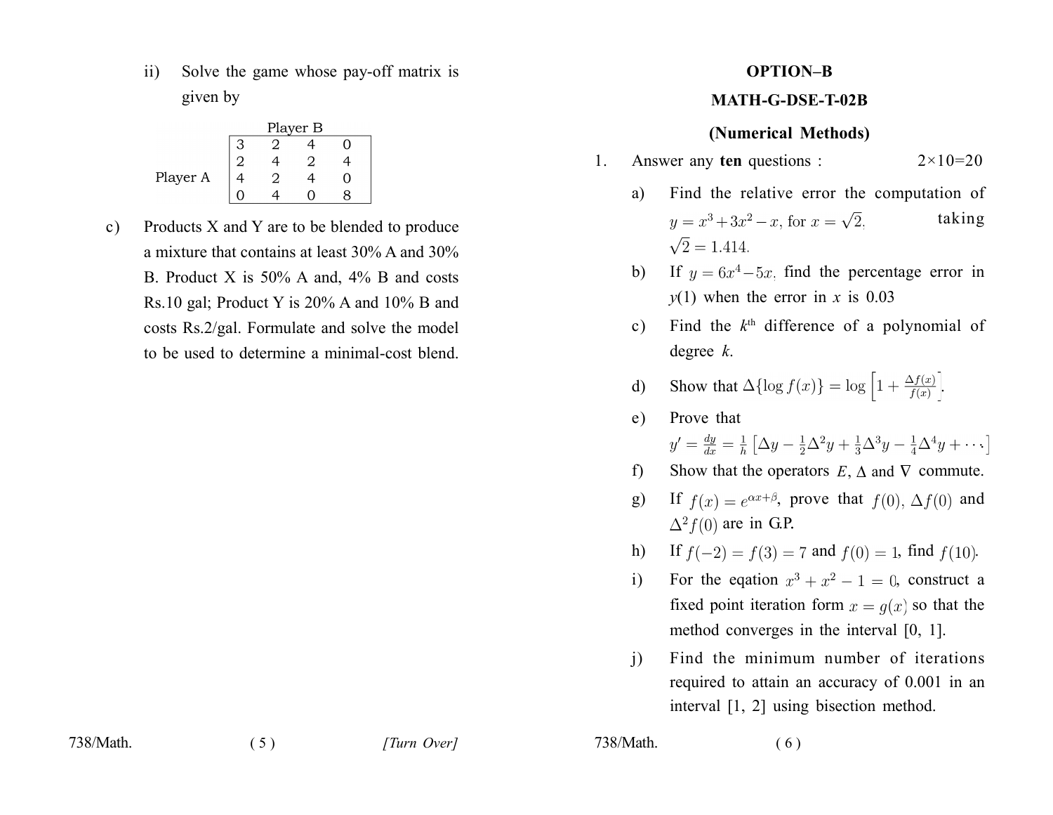ii) Solve the game whose pay-off matrix is given by

| | Player B | | | |
|---|---|---|---|---|
| Player A | 3 | 2 | 4 | 0 |
| | 2 | 4 | 2 | 4 |
| | 4 | 2 | 4 | 0 |
| | 0 | 4 | 0 | 8 |

c) Products X and Y are to be blended to produce a mixture that contains at least 30% A and 30% B. Product X is 50% A and, 4% B and costs Rs.10 gal; Product Y is 20% A and 10% B and costs Rs.2/gal. Formulate and solve the model to be used to determine a minimal-cost blend.

# OPTION–B

## MATH-G-DSE-T-02B

## (Numerical Methods)

1. Answer any **ten** questions : 2×10=20

a) Find the relative error the computation of $y = x^3 + 3x^2 - x$, for $x = \sqrt{2}$, taking $\sqrt{2} = 1.414$.

b) If $y = 6x^4 - 5x$, find the percentage error in $y(1)$ when the error in $x$ is 0.03

c) Find the $k^{\text{th}}$ difference of a polynomial of degree $k$.

d) Show that $\Delta\{\log f(x)\} = \log\left[1 + \frac{\Delta f(x)}{f(x)}\right]$.

e) Prove that $y' = \frac{dy}{dx} = \frac{1}{h}\left[\Delta y - \frac{1}{2}\Delta^2 y + \frac{1}{3}\Delta^3 y - \frac{1}{4}\Delta^4 y + \cdots\right]$

f) Show that the operators $E$, $\Delta$ and $\nabla$ commute.

g) If $f(x) = e^{\alpha x + \beta}$, prove that $f(0)$, $\Delta f(0)$ and $\Delta^2 f(0)$ are in G.P.

h) If $f(-2) = f(3) = 7$ and $f(0) = 1$, find $f(10)$.

i) For the eqation $x^3 + x^2 - 1 = 0$, construct a fixed point iteration form $x = g(x)$ so that the method converges in the interval [0, 1].

j) Find the minimum number of iterations required to attain an accuracy of 0.001 in an interval [1, 2] using bisection method.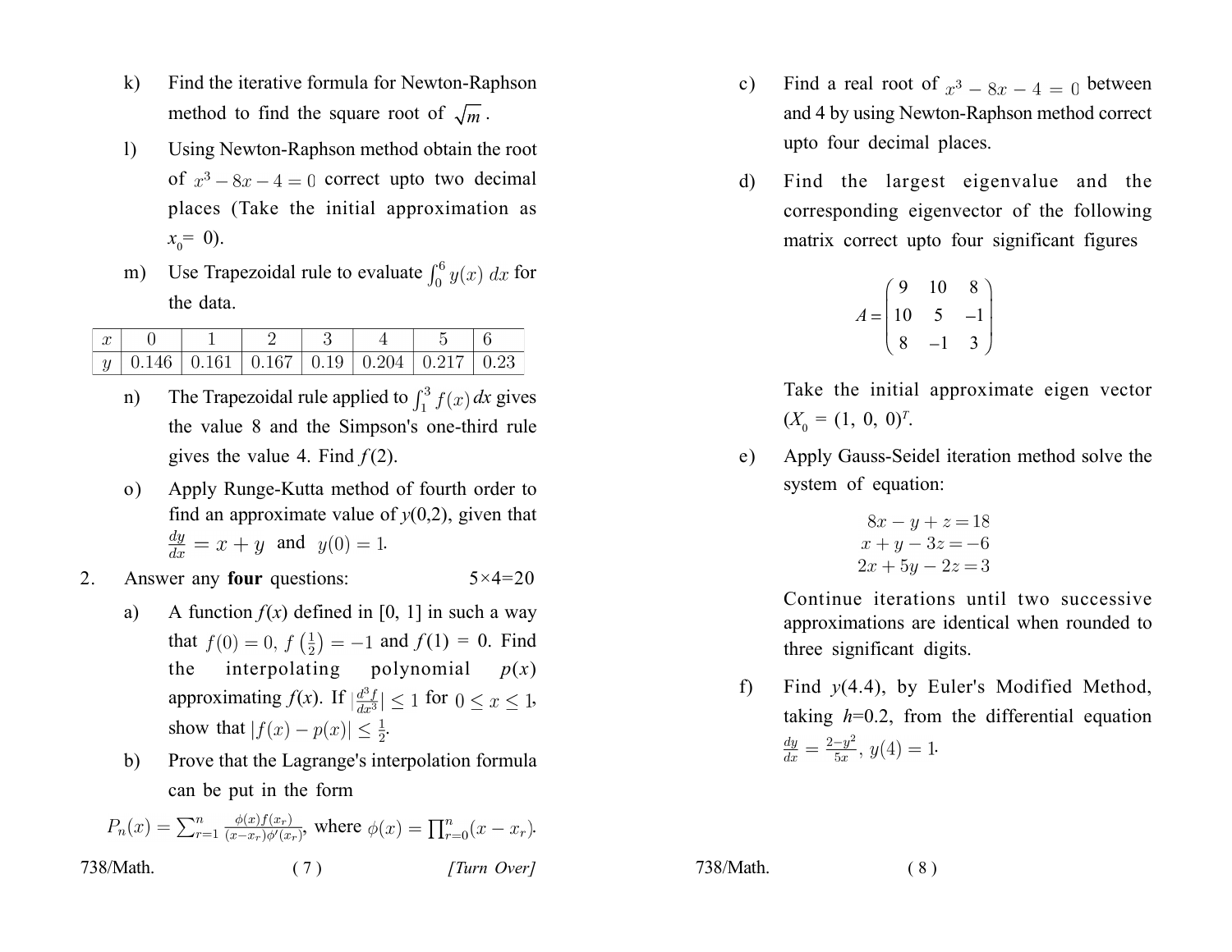k) Find the iterative formula for Newton-Raphson method to find the square root of $\sqrt{m}$.

l) Using Newton-Raphson method obtain the root of $x^3 - 8x - 4 = 0$ correct upto two decimal places (Take the initial approximation as $x_0 = 0$).

m) Use Trapezoidal rule to evaluate $\int_0^6 y(x)\, dx$ for the data.

| $x$ | 0 | 1 | 2 | 3 | 4 | 5 | 6 |
|---|---|---|---|---|---|---|---|
| $y$ | 0.146 | 0.161 | 0.167 | 0.19 | 0.204 | 0.217 | 0.23 |

n) The Trapezoidal rule applied to $\int_1^3 f(x)\, dx$ gives the value 8 and the Simpson's one-third rule gives the value 4. Find $f(2)$.

o) Apply Runge-Kutta method of fourth order to find an approximate value of $y(0,2)$, given that $\frac{dy}{dx} = x + y$ and $y(0) = 1$.

2. Answer any **four** questions: 5×4=20

a) A function $f(x)$ defined in [0, 1] in such a way that $f(0) = 0$, $f\left(\frac{1}{2}\right) = -1$ and $f(1) = 0$. Find the interpolating polynomial $p(x)$ approximating $f(x)$. If $\left|\frac{d^3 f}{dx^3}\right| \leq 1$ for $0 \leq x \leq 1$, show that $|f(x) - p(x)| \leq \frac{1}{2}$.

b) Prove that the Lagrange's interpolation formula can be put in the form

$$P_n(x) = \sum_{r=1}^{n} \frac{\phi(x) f(x_r)}{(x - x_r)\phi'(x_r)}, \text{ where } \phi(x) = \prod_{r=0}^{n}(x - x_r).$$

c) Find a real root of $x^3 - 8x - 4 = 0$ between and 4 by using Newton-Raphson method correct upto four decimal places.

d) Find the largest eigenvalue and the corresponding eigenvector of the following matrix correct upto four significant figures

$$A = \begin{pmatrix} 9 & 10 & 8 \\ 10 & 5 & -1 \\ 8 & -1 & 3 \end{pmatrix}$$

Take the initial approximate eigen vector $(X_0 = (1, 0, 0)^T$.

e) Apply Gauss-Seidel iteration method solve the system of equation:

$$8x - y + z = 18$$
$$x + y - 3z = -6$$
$$2x + 5y - 2z = 3$$

Continue iterations until two successive approximations are identical when rounded to three significant digits.

f) Find $y(4.4)$, by Euler's Modified Method, taking $h$=0.2, from the differential equation $\frac{dy}{dx} = \frac{2 - y^2}{5x}$, $y(4) = 1$.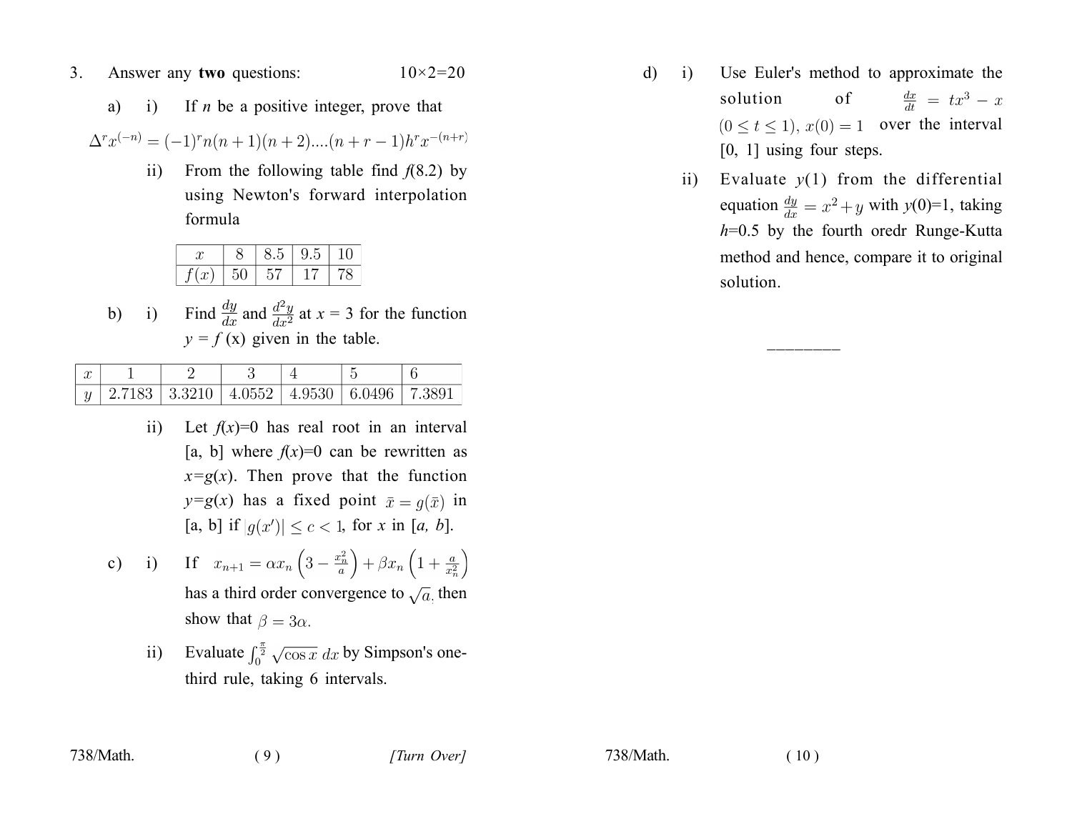3. Answer any **two** questions: 10×2=20

a) i) If $n$ be a positive integer, prove that

$$\Delta^r x^{(-n)} = (-1)^r n(n+1)(n+2)....(n+r-1)h^r x^{-(n+r)}$$

ii) From the following table find $f(8.2)$ by using Newton's forward interpolation formula

| $x$ | 8 | 8.5 | 9.5 | 10 |
|---|---|---|---|---|
| $f(x)$ | 50 | 57 | 17 | 78 |

b) i) Find $\frac{dy}{dx}$ and $\frac{d^2y}{dx^2}$ at $x = 3$ for the function $y = f(x)$ given in the table.

| $x$ | 1 | 2 | 3 | 4 | 5 | 6 |
|---|---|---|---|---|---|---|
| $y$ | 2.7183 | 3.3210 | 4.0552 | 4.9530 | 6.0496 | 7.3891 |

ii) Let $f(x)=0$ has real root in an interval [a, b] where $f(x)=0$ can be rewritten as $x=g(x)$. Then prove that the function $y=g(x)$ has a fixed point $\bar{x} = g(\bar{x})$ in [a, b] if $|g(x')| \leq c < 1$, for $x$ in [$a$, $b$].

c) i) If $x_{n+1} = \alpha x_n \left(3 - \frac{x_n^2}{a}\right) + \beta x_n \left(1 + \frac{a}{x_n^2}\right)$ has a third order convergence to $\sqrt{a}$, then show that $\beta = 3\alpha$.

ii) Evaluate $\int_0^{\frac{\pi}{2}} \sqrt{\cos x}\, dx$ by Simpson's one-third rule, taking 6 intervals.

d) i) Use Euler's method to approximate the solution of $\frac{dx}{dt} = tx^3 - x$ $(0 \leq t \leq 1)$, $x(0) = 1$ over the interval [0, 1] using four steps.

ii) Evaluate $y(1)$ from the differential equation $\frac{dy}{dx} = x^2 + y$ with $y(0)=1$, taking $h=0.5$ by the fourth oredr Runge-Kutta method and hence, compare it to original solution.

________